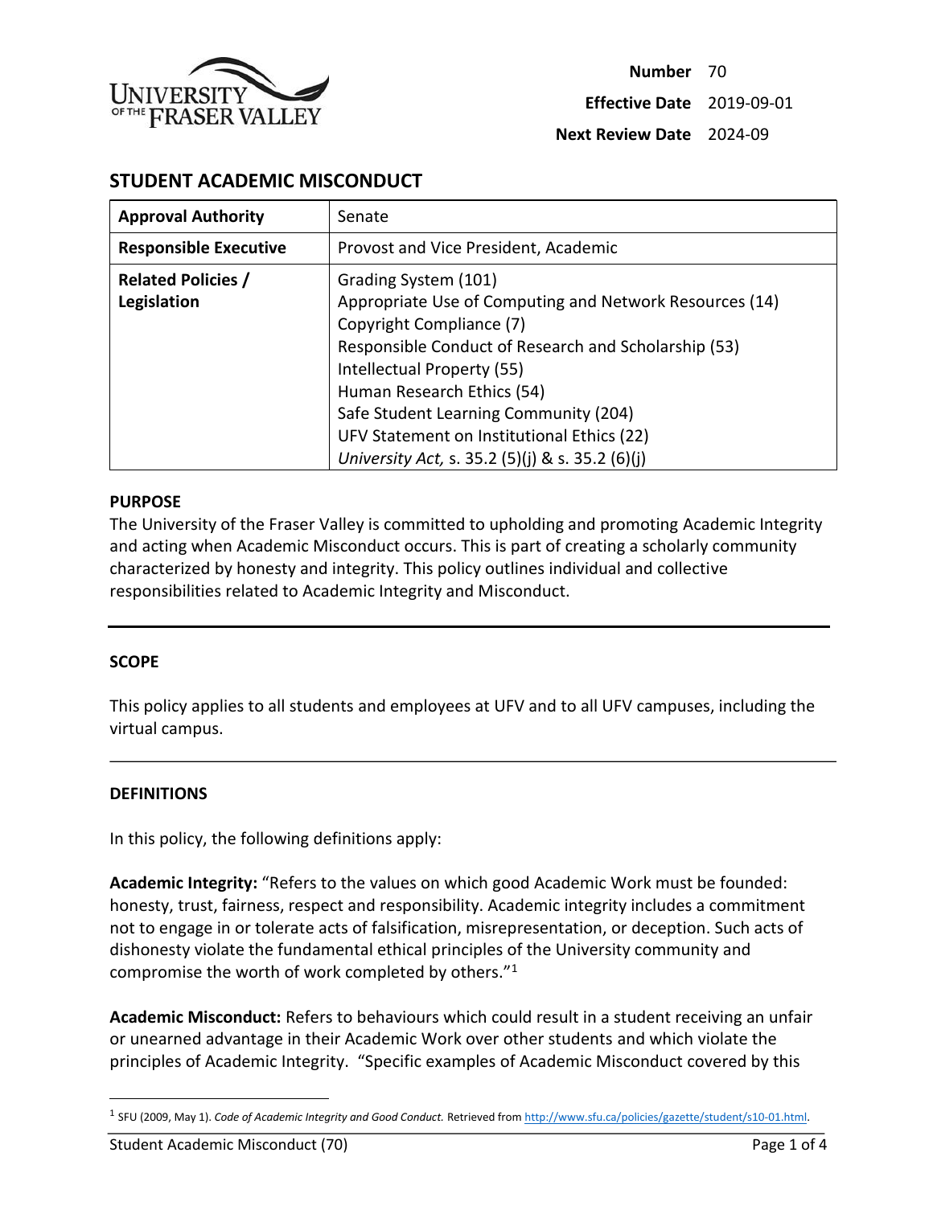| | |
|---|---|
| **Number** | 70 |
| **Effective Date** | 2019-09-01 |
| **Next Review Date** | 2024-09 |

# STUDENT ACADEMIC MISCONDUCT

| **Approval Authority** | Senate |
|---|---|
| **Responsible Executive** | Provost and Vice President, Academic |
| **Related Policies / Legislation** | Grading System (101)<br>Appropriate Use of Computing and Network Resources (14)<br>Copyright Compliance (7)<br>Responsible Conduct of Research and Scholarship (53)<br>Intellectual Property (55)<br>Human Research Ethics (54)<br>Safe Student Learning Community (204)<br>UFV Statement on Institutional Ethics (22)<br>*University Act,* s. 35.2 (5)(j) & s. 35.2 (6)(j) |

## PURPOSE

The University of the Fraser Valley is committed to upholding and promoting Academic Integrity and acting when Academic Misconduct occurs. This is part of creating a scholarly community characterized by honesty and integrity. This policy outlines individual and collective responsibilities related to Academic Integrity and Misconduct.

---

## SCOPE

This policy applies to all students and employees at UFV and to all UFV campuses, including the virtual campus.

---

## DEFINITIONS

In this policy, the following definitions apply:

**Academic Integrity:** "Refers to the values on which good Academic Work must be founded: honesty, trust, fairness, respect and responsibility. Academic integrity includes a commitment not to engage in or tolerate acts of falsification, misrepresentation, or deception. Such acts of dishonesty violate the fundamental ethical principles of the University community and compromise the worth of work completed by others."[1]

**Academic Misconduct:** Refers to behaviours which could result in a student receiving an unfair or unearned advantage in their Academic Work over other students and which violate the principles of Academic Integrity. "Specific examples of Academic Misconduct covered by this

---

[1] SFU (2009, May 1). *Code of Academic Integrity and Good Conduct.* Retrieved from http://www.sfu.ca/policies/gazette/student/s10-01.html.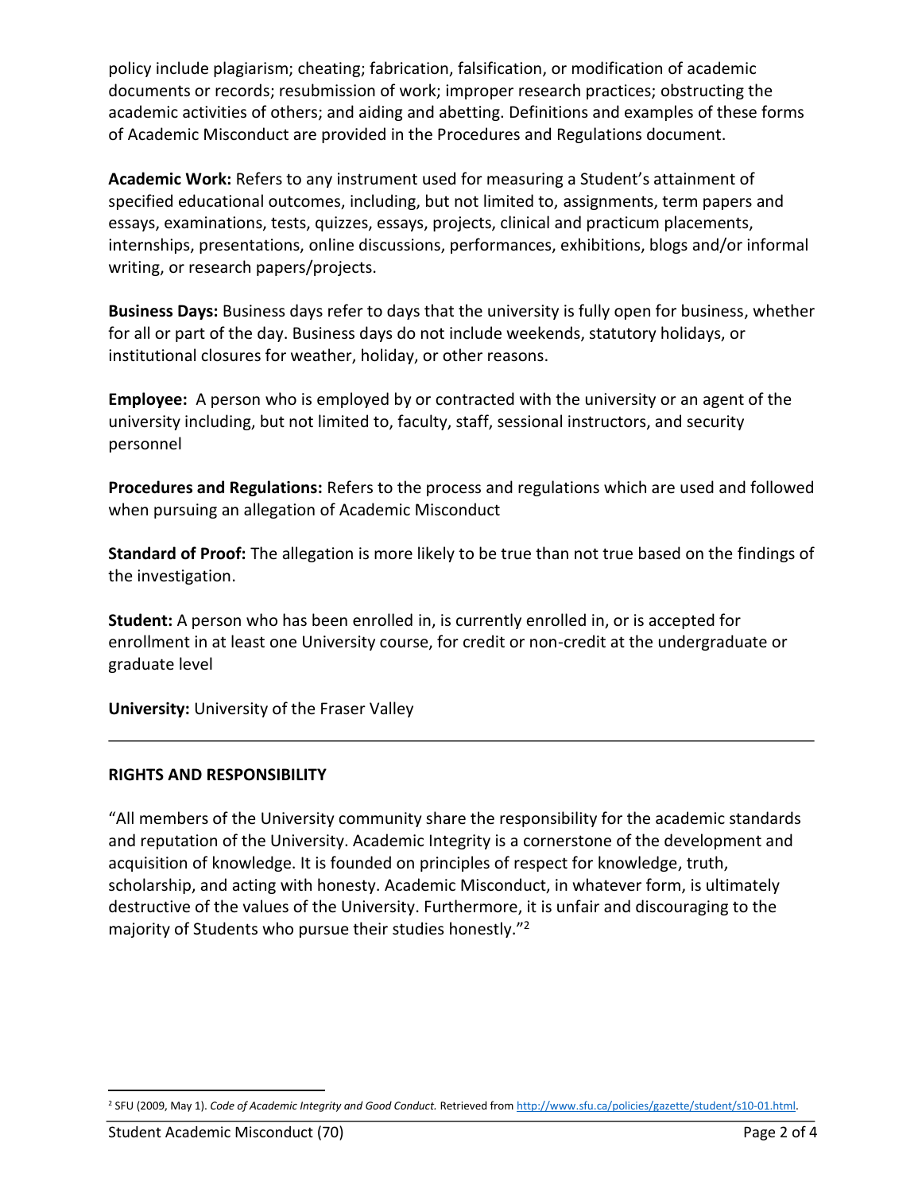policy include plagiarism; cheating; fabrication, falsification, or modification of academic documents or records; resubmission of work; improper research practices; obstructing the academic activities of others; and aiding and abetting. Definitions and examples of these forms of Academic Misconduct are provided in the Procedures and Regulations document.

**Academic Work:** Refers to any instrument used for measuring a Student's attainment of specified educational outcomes, including, but not limited to, assignments, term papers and essays, examinations, tests, quizzes, essays, projects, clinical and practicum placements, internships, presentations, online discussions, performances, exhibitions, blogs and/or informal writing, or research papers/projects.

**Business Days:** Business days refer to days that the university is fully open for business, whether for all or part of the day. Business days do not include weekends, statutory holidays, or institutional closures for weather, holiday, or other reasons.

**Employee:** A person who is employed by or contracted with the university or an agent of the university including, but not limited to, faculty, staff, sessional instructors, and security personnel

**Procedures and Regulations:** Refers to the process and regulations which are used and followed when pursuing an allegation of Academic Misconduct

**Standard of Proof:** The allegation is more likely to be true than not true based on the findings of the investigation.

**Student:** A person who has been enrolled in, is currently enrolled in, or is accepted for enrollment in at least one University course, for credit or non-credit at the undergraduate or graduate level

**University:** University of the Fraser Valley

---

## RIGHTS AND RESPONSIBILITY

"All members of the University community share the responsibility for the academic standards and reputation of the University. Academic Integrity is a cornerstone of the development and acquisition of knowledge. It is founded on principles of respect for knowledge, truth, scholarship, and acting with honesty. Academic Misconduct, in whatever form, is ultimately destructive of the values of the University. Furthermore, it is unfair and discouraging to the majority of Students who pursue their studies honestly."[2]

---

[2] SFU (2009, May 1). *Code of Academic Integrity and Good Conduct.* Retrieved from http://www.sfu.ca/policies/gazette/student/s10-01.html.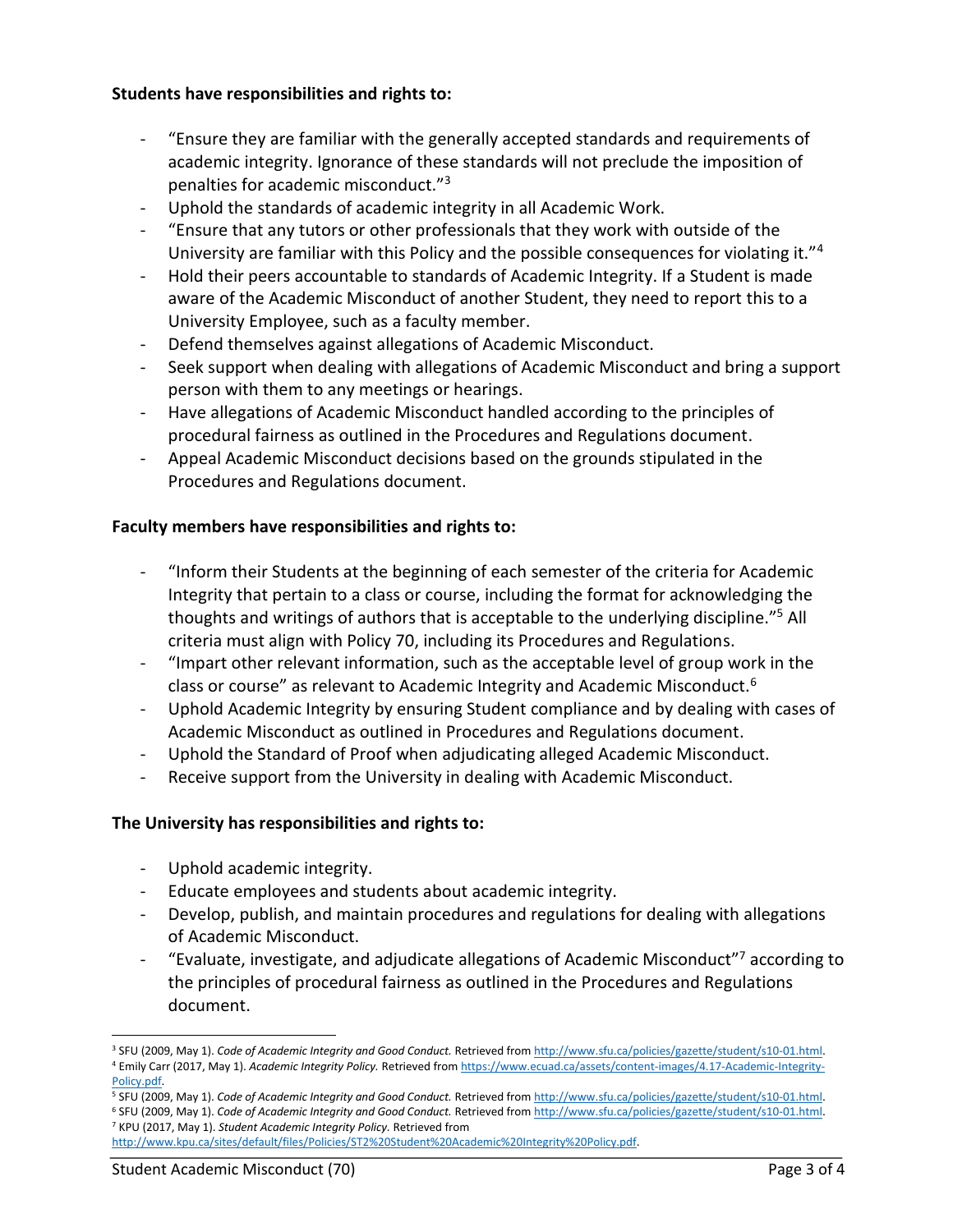**Students have responsibilities and rights to:**

- "Ensure they are familiar with the generally accepted standards and requirements of academic integrity. Ignorance of these standards will not preclude the imposition of penalties for academic misconduct."[3]
- Uphold the standards of academic integrity in all Academic Work.
- "Ensure that any tutors or other professionals that they work with outside of the University are familiar with this Policy and the possible consequences for violating it."[4]
- Hold their peers accountable to standards of Academic Integrity. If a Student is made aware of the Academic Misconduct of another Student, they need to report this to a University Employee, such as a faculty member.
- Defend themselves against allegations of Academic Misconduct.
- Seek support when dealing with allegations of Academic Misconduct and bring a support person with them to any meetings or hearings.
- Have allegations of Academic Misconduct handled according to the principles of procedural fairness as outlined in the Procedures and Regulations document.
- Appeal Academic Misconduct decisions based on the grounds stipulated in the Procedures and Regulations document.

**Faculty members have responsibilities and rights to:**

- "Inform their Students at the beginning of each semester of the criteria for Academic Integrity that pertain to a class or course, including the format for acknowledging the thoughts and writings of authors that is acceptable to the underlying discipline."[5] All criteria must align with Policy 70, including its Procedures and Regulations.
- "Impart other relevant information, such as the acceptable level of group work in the class or course" as relevant to Academic Integrity and Academic Misconduct.[6]
- Uphold Academic Integrity by ensuring Student compliance and by dealing with cases of Academic Misconduct as outlined in Procedures and Regulations document.
- Uphold the Standard of Proof when adjudicating alleged Academic Misconduct.
- Receive support from the University in dealing with Academic Misconduct.

**The University has responsibilities and rights to:**

- Uphold academic integrity.
- Educate employees and students about academic integrity.
- Develop, publish, and maintain procedures and regulations for dealing with allegations of Academic Misconduct.
- "Evaluate, investigate, and adjudicate allegations of Academic Misconduct"[7] according to the principles of procedural fairness as outlined in the Procedures and Regulations document.

---

[3] SFU (2009, May 1). *Code of Academic Integrity and Good Conduct.* Retrieved from http://www.sfu.ca/policies/gazette/student/s10-01.html.

[4] Emily Carr (2017, May 1). *Academic Integrity Policy.* Retrieved from https://www.ecuad.ca/assets/content-images/4.17-Academic-Integrity-Policy.pdf.

[5] SFU (2009, May 1). *Code of Academic Integrity and Good Conduct.* Retrieved from http://www.sfu.ca/policies/gazette/student/s10-01.html.

[6] SFU (2009, May 1). *Code of Academic Integrity and Good Conduct.* Retrieved from http://www.sfu.ca/policies/gazette/student/s10-01.html.

[7] KPU (2017, May 1). *Student Academic Integrity Policy.* Retrieved from http://www.kpu.ca/sites/default/files/Policies/ST2%20Student%20Academic%20Integrity%20Policy.pdf.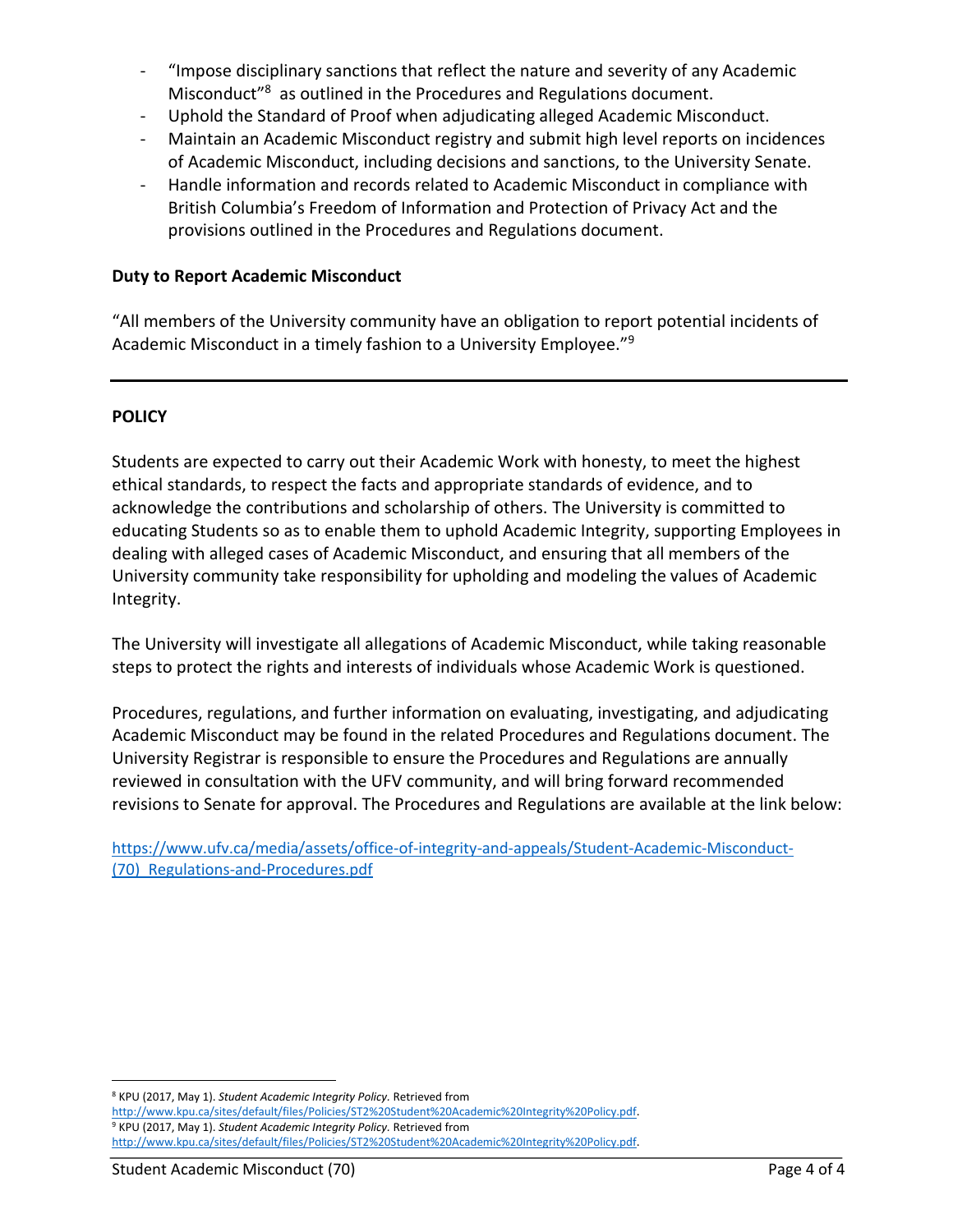- "Impose disciplinary sanctions that reflect the nature and severity of any Academic Misconduct"[8] as outlined in the Procedures and Regulations document.
- Uphold the Standard of Proof when adjudicating alleged Academic Misconduct.
- Maintain an Academic Misconduct registry and submit high level reports on incidences of Academic Misconduct, including decisions and sanctions, to the University Senate.
- Handle information and records related to Academic Misconduct in compliance with British Columbia's Freedom of Information and Protection of Privacy Act and the provisions outlined in the Procedures and Regulations document.

**Duty to Report Academic Misconduct**

"All members of the University community have an obligation to report potential incidents of Academic Misconduct in a timely fashion to a University Employee."[9]

---

**POLICY**

Students are expected to carry out their Academic Work with honesty, to meet the highest ethical standards, to respect the facts and appropriate standards of evidence, and to acknowledge the contributions and scholarship of others. The University is committed to educating Students so as to enable them to uphold Academic Integrity, supporting Employees in dealing with alleged cases of Academic Misconduct, and ensuring that all members of the University community take responsibility for upholding and modeling the values of Academic Integrity.

The University will investigate all allegations of Academic Misconduct, while taking reasonable steps to protect the rights and interests of individuals whose Academic Work is questioned.

Procedures, regulations, and further information on evaluating, investigating, and adjudicating Academic Misconduct may be found in the related Procedures and Regulations document. The University Registrar is responsible to ensure the Procedures and Regulations are annually reviewed in consultation with the UFV community, and will bring forward recommended revisions to Senate for approval. The Procedures and Regulations are available at the link below:

https://www.ufv.ca/media/assets/office-of-integrity-and-appeals/Student-Academic-Misconduct-(70)_Regulations-and-Procedures.pdf

[8] KPU (2017, May 1). *Student Academic Integrity Policy.* Retrieved from http://www.kpu.ca/sites/default/files/Policies/ST2%20Student%20Academic%20Integrity%20Policy.pdf.

[9] KPU (2017, May 1). *Student Academic Integrity Policy.* Retrieved from http://www.kpu.ca/sites/default/files/Policies/ST2%20Student%20Academic%20Integrity%20Policy.pdf.